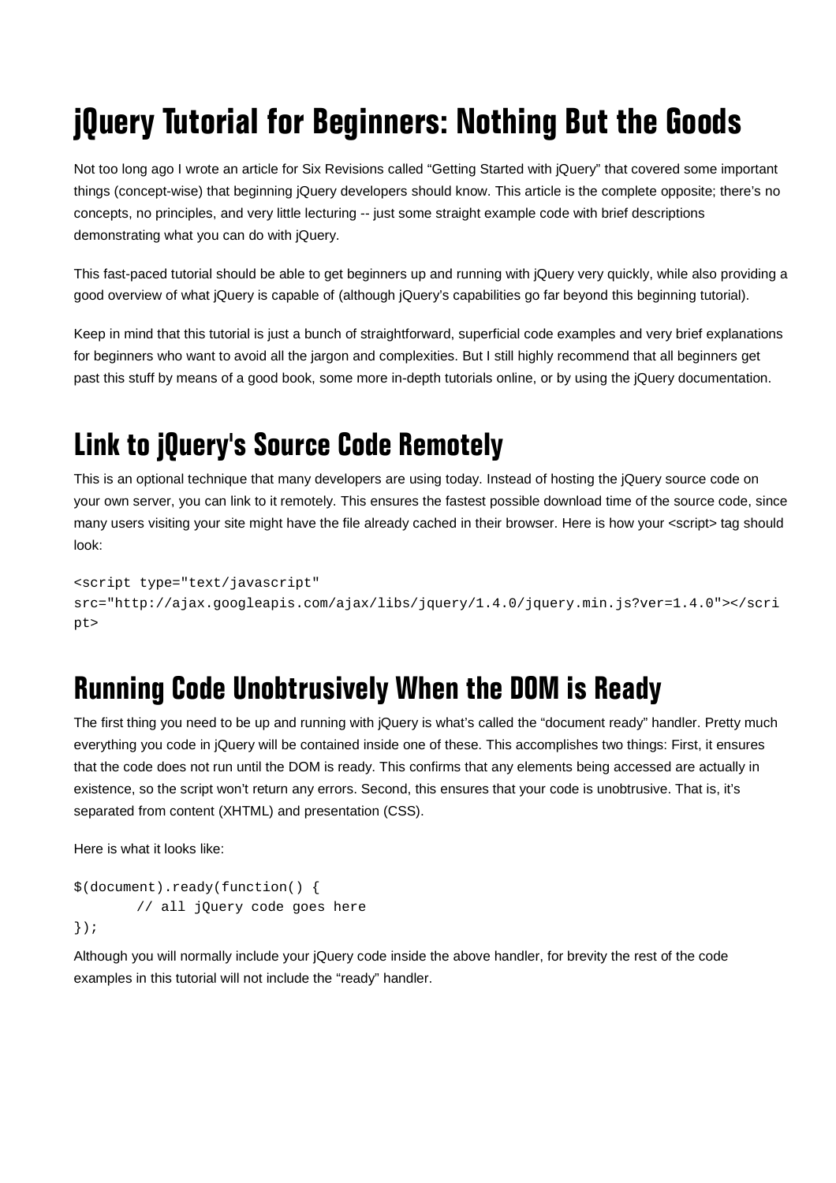# jQuery Tutorial for Beginners: Nothing But the Goods

Not too long ago I wrote an article for Six Revisions called "Getting Started with jQuery" that covered some important things (concept-wise) that beginning jQuery developers should know. This article is the complete opposite; there's no concepts, no principles, and very little lecturing -- just some straight example code with brief descriptions demonstrating what you can do with jQuery.

This fast-paced tutorial should be able to get beginners up and running with jQuery very quickly, while also providing a good overview of what jQuery is capable of (although jQuery's capabilities go far beyond this beginning tutorial).

Keep in mind that this tutorial is just a bunch of straightforward, superficial code examples and very brief explanations for beginners who want to avoid all the jargon and complexities. But I still highly recommend that all beginners get past this stuff by means of a good book, some more in-depth tutorials online, or by using the jQuery documentation.

## Link to jQuery's Source Code Remotely

This is an optional technique that many developers are using today. Instead of hosting the jQuery source code on your own server, you can link to it remotely. This ensures the fastest possible download time of the source code, since many users visiting your site might have the file already cached in their browser. Here is how your <script> tag should look:

```
<script type="text/javascript"
src="http://ajax.googleapis.com/ajax/libs/jquery/1.4.0/jquery.min.js?ver=1.4.0"></script>
```

## Running Code Unobtrusively When the DOM is Ready

The first thing you need to be up and running with jQuery is what's called the "document ready" handler. Pretty much everything you code in jQuery will be contained inside one of these. This accomplishes two things: First, it ensures that the code does not run until the DOM is ready. This confirms that any elements being accessed are actually in existence, so the script won't return any errors. Second, this ensures that your code is unobtrusive. That is, it's separated from content (XHTML) and presentation (CSS).

Here is what it looks like:

```
$(document).ready(function() {
	// all jQuery code goes here
});
```

Although you will normally include your jQuery code inside the above handler, for brevity the rest of the code examples in this tutorial will not include the "ready" handler.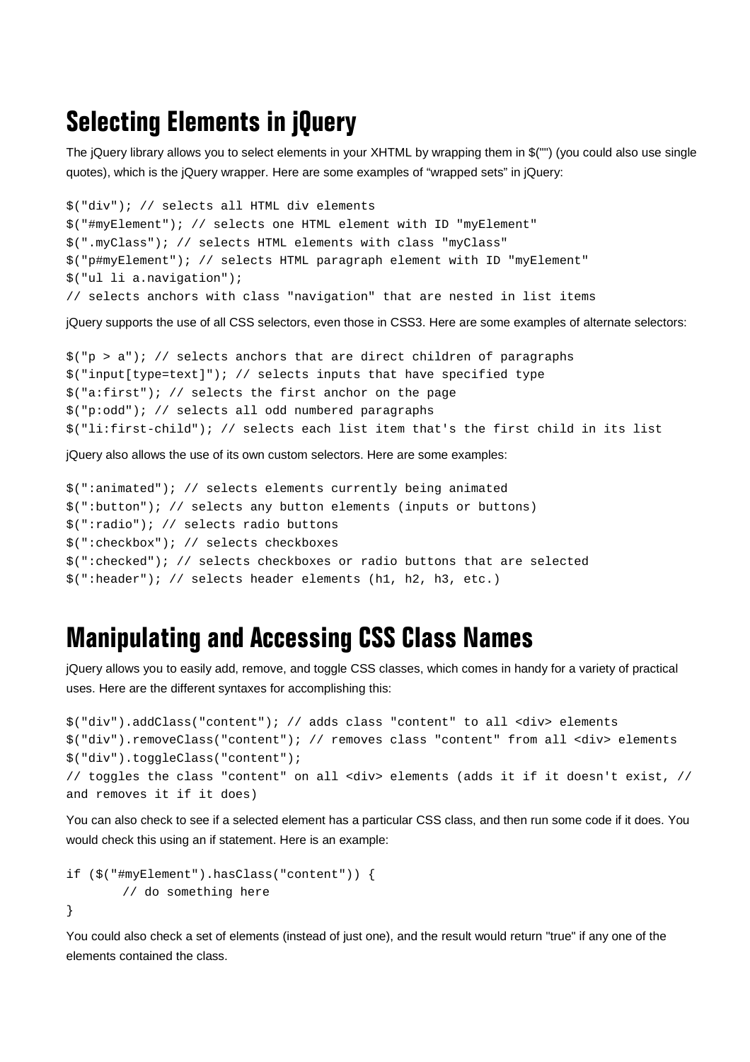## Selecting Elements in jQuery

The jQuery library allows you to select elements in your XHTML by wrapping them in $("") (you could also use single quotes), which is the jQuery wrapper. Here are some examples of “wrapped sets” in jQuery:

```
$("div"); // selects all HTML div elements
$("#myElement"); // selects one HTML element with ID "myElement"
$(".myClass"); // selects HTML elements with class "myClass"
$("p#myElement"); // selects HTML paragraph element with ID "myElement"
$("ul li a.navigation");
// selects anchors with class "navigation" that are nested in list items
```

jQuery supports the use of all CSS selectors, even those in CSS3. Here are some examples of alternate selectors:

```
$("p > a"); // selects anchors that are direct children of paragraphs
$("input[type=text]"); // selects inputs that have specified type
$("a:first"); // selects the first anchor on the page
$("p:odd"); // selects all odd numbered paragraphs
$("li:first-child"); // selects each list item that's the first child in its list
```

jQuery also allows the use of its own custom selectors. Here are some examples:

```
$(":animated"); // selects elements currently being animated
$(":button"); // selects any button elements (inputs or buttons)
$(":radio"); // selects radio buttons
$(":checkbox"); // selects checkboxes
$(":checked"); // selects checkboxes or radio buttons that are selected
$(":header"); // selects header elements (h1, h2, h3, etc.)
```

## Manipulating and Accessing CSS Class Names

jQuery allows you to easily add, remove, and toggle CSS classes, which comes in handy for a variety of practical uses. Here are the different syntaxes for accomplishing this:

```
$("div").addClass("content"); // adds class "content" to all <div> elements
$("div").removeClass("content"); // removes class "content" from all <div> elements
$("div").toggleClass("content");
// toggles the class "content" on all <div> elements (adds it if it doesn't exist, //
and removes it if it does)
```

You can also check to see if a selected element has a particular CSS class, and then run some code if it does. You would check this using an if statement. Here is an example:

```
if ($("#myElement").hasClass("content")) {
       // do something here
}
```

You could also check a set of elements (instead of just one), and the result would return "true" if any one of the elements contained the class.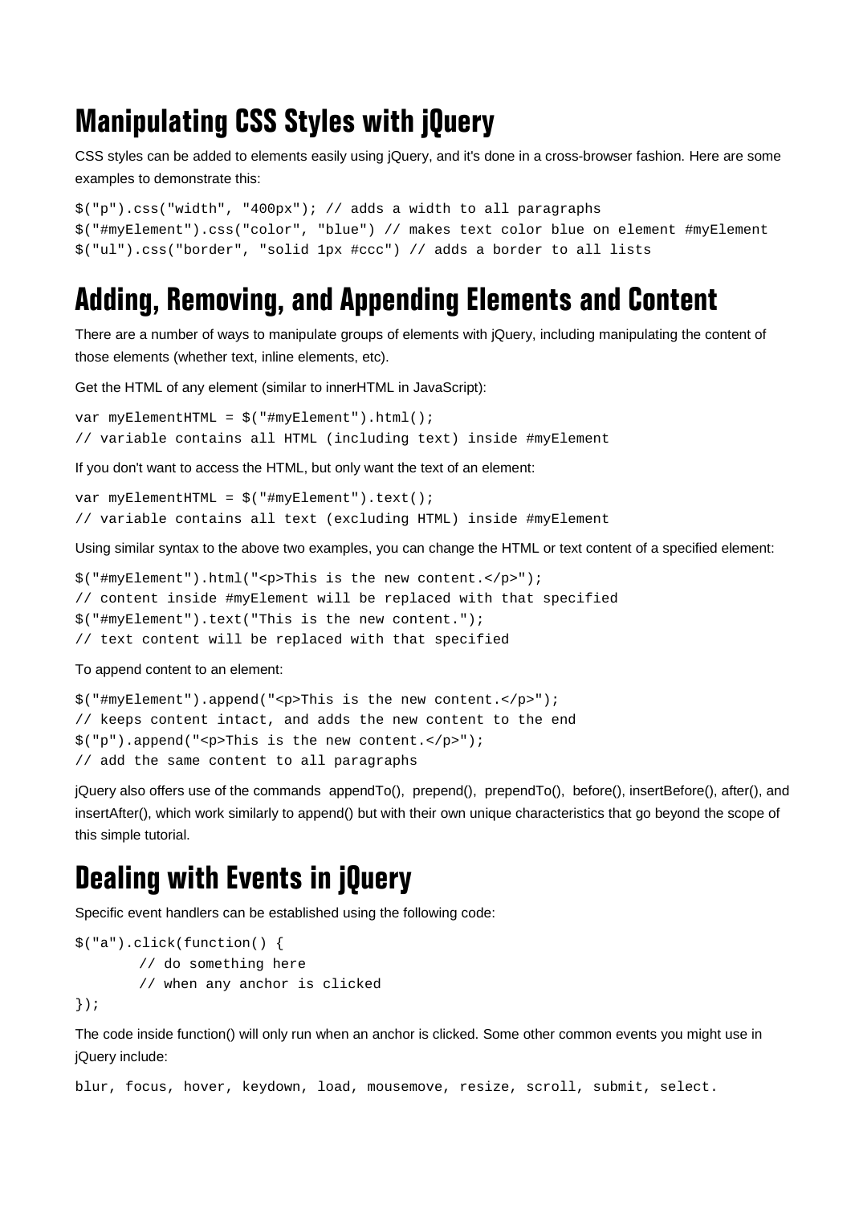## Manipulating CSS Styles with jQuery

CSS styles can be added to elements easily using jQuery, and it's done in a cross-browser fashion. Here are some examples to demonstrate this:

```
$("p").css("width", "400px"); // adds a width to all paragraphs
$("#myElement").css("color", "blue") // makes text color blue on element #myElement
$("ul").css("border", "solid 1px #ccc") // adds a border to all lists
```

## Adding, Removing, and Appending Elements and Content

There are a number of ways to manipulate groups of elements with jQuery, including manipulating the content of those elements (whether text, inline elements, etc).

Get the HTML of any element (similar to innerHTML in JavaScript):

```
var myElementHTML = $("#myElement").html();
// variable contains all HTML (including text) inside #myElement
```

If you don't want to access the HTML, but only want the text of an element:

```
var myElementHTML = $("#myElement").text();
// variable contains all text (excluding HTML) inside #myElement
```

Using similar syntax to the above two examples, you can change the HTML or text content of a specified element:

```
$("#myElement").html("<p>This is the new content.</p>");
// content inside #myElement will be replaced with that specified
$("#myElement").text("This is the new content.");
// text content will be replaced with that specified
```

To append content to an element:

```
$("#myElement").append("<p>This is the new content.</p>");
// keeps content intact, and adds the new content to the end
$("p").append("<p>This is the new content.</p>");
// add the same content to all paragraphs
```

jQuery also offers use of the commands appendTo(), prepend(), prependTo(), before(), insertBefore(), after(), and insertAfter(), which work similarly to append() but with their own unique characteristics that go beyond the scope of this simple tutorial.

## Dealing with Events in jQuery

Specific event handlers can be established using the following code:

```
$("a").click(function() {
        // do something here
        // when any anchor is clicked
});
```

The code inside function() will only run when an anchor is clicked. Some other common events you might use in jQuery include:

```
blur, focus, hover, keydown, load, mousemove, resize, scroll, submit, select.
```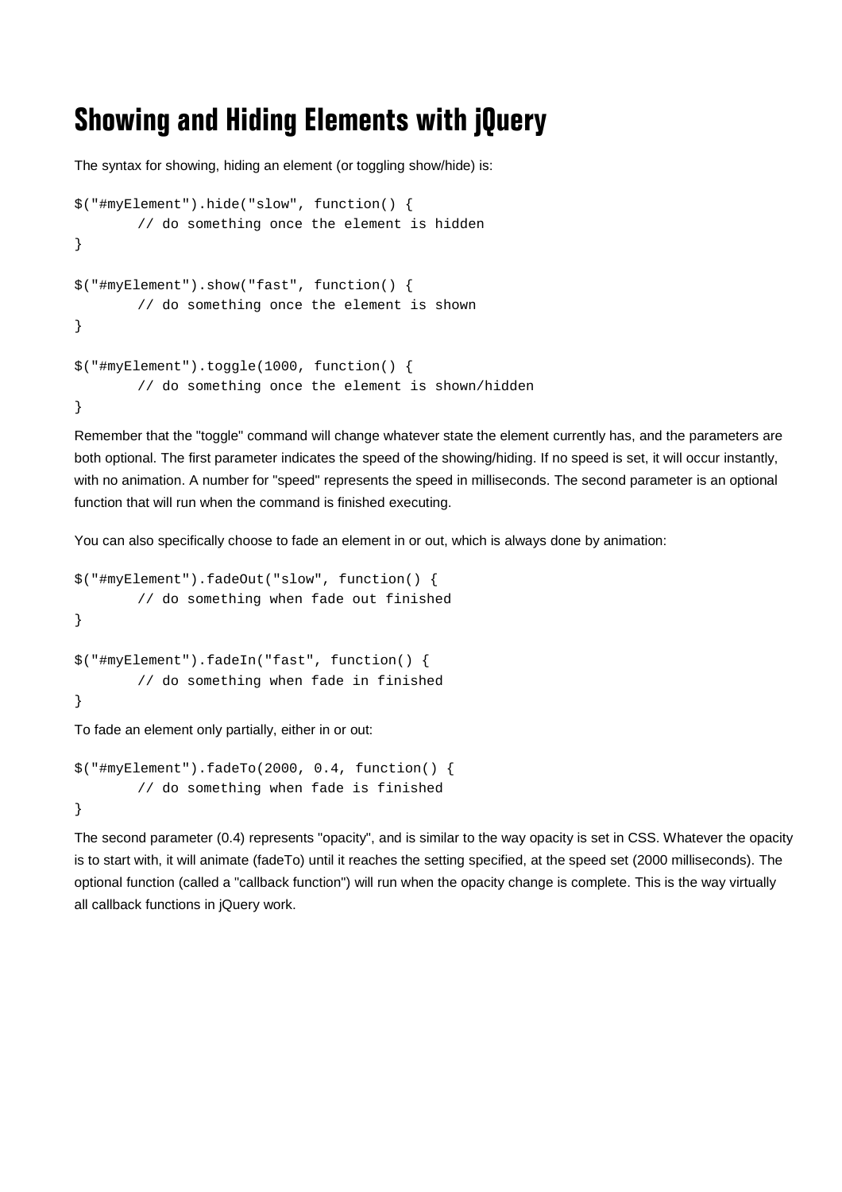# Showing and Hiding Elements with jQuery

The syntax for showing, hiding an element (or toggling show/hide) is:

```
$("#myElement").hide("slow", function() {
       // do something once the element is hidden
}

$("#myElement").show("fast", function() {
       // do something once the element is shown
}

$("#myElement").toggle(1000, function() {
       // do something once the element is shown/hidden
}
```

Remember that the "toggle" command will change whatever state the element currently has, and the parameters are both optional. The first parameter indicates the speed of the showing/hiding. If no speed is set, it will occur instantly, with no animation. A number for "speed" represents the speed in milliseconds. The second parameter is an optional function that will run when the command is finished executing.

You can also specifically choose to fade an element in or out, which is always done by animation:

```
$("#myElement").fadeOut("slow", function() {
       // do something when fade out finished
}

$("#myElement").fadeIn("fast", function() {
       // do something when fade in finished
}
```

To fade an element only partially, either in or out:

```
$("#myElement").fadeTo(2000, 0.4, function() {
       // do something when fade is finished
}
```

The second parameter (0.4) represents "opacity", and is similar to the way opacity is set in CSS. Whatever the opacity is to start with, it will animate (fadeTo) until it reaches the setting specified, at the speed set (2000 milliseconds). The optional function (called a "callback function") will run when the opacity change is complete. This is the way virtually all callback functions in jQuery work.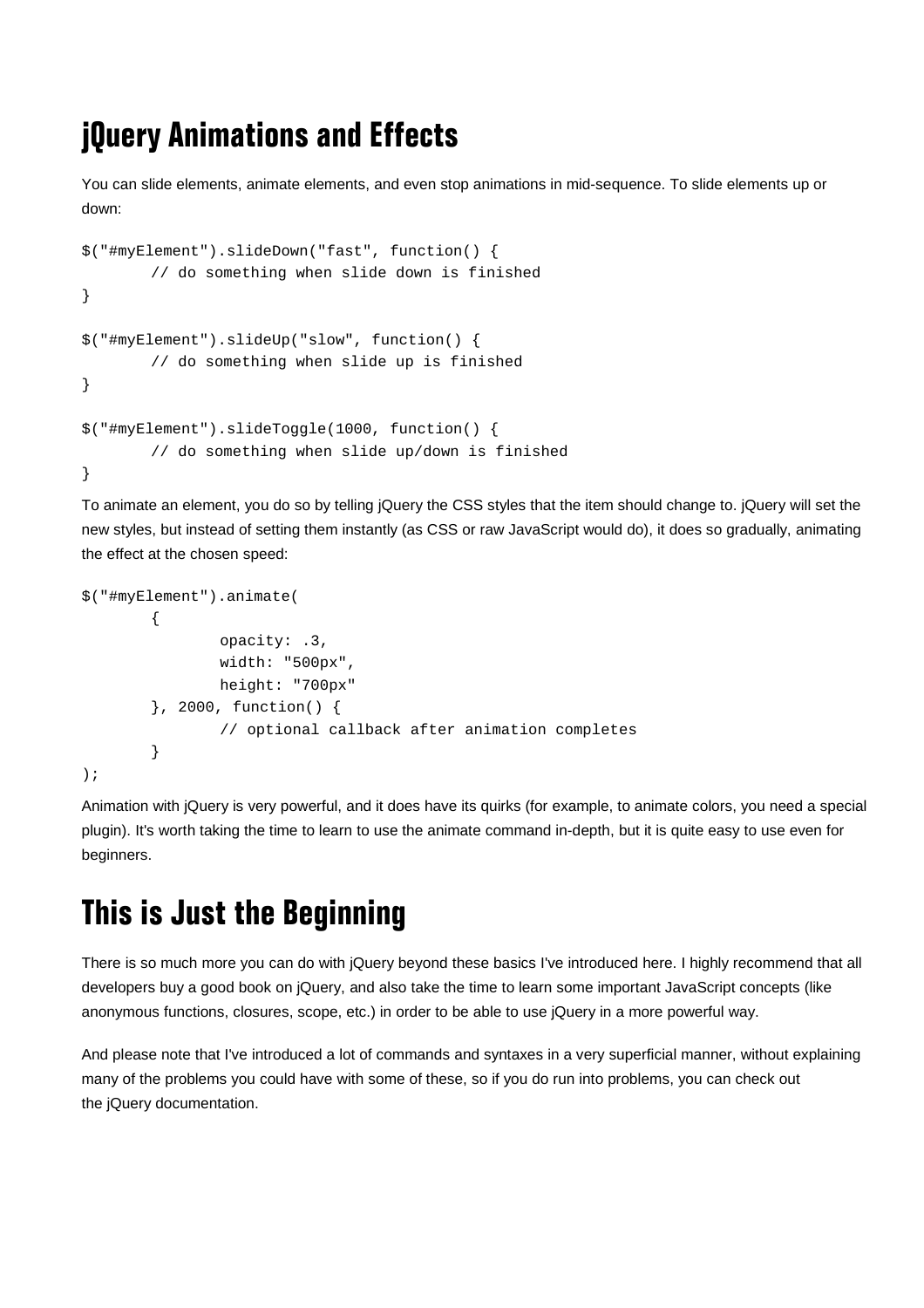## jQuery Animations and Effects

You can slide elements, animate elements, and even stop animations in mid-sequence. To slide elements up or down:

```
$("#myElement").slideDown("fast", function() {
        // do something when slide down is finished
}

$("#myElement").slideUp("slow", function() {
        // do something when slide up is finished
}

$("#myElement").slideToggle(1000, function() {
        // do something when slide up/down is finished
}
```

To animate an element, you do so by telling jQuery the CSS styles that the item should change to. jQuery will set the new styles, but instead of setting them instantly (as CSS or raw JavaScript would do), it does so gradually, animating the effect at the chosen speed:

```
$("#myElement").animate(
        {
                opacity: .3,
                width: "500px",
                height: "700px"
        }, 2000, function() {
                // optional callback after animation completes
        }
);
```

Animation with jQuery is very powerful, and it does have its quirks (for example, to animate colors, you need a special plugin). It's worth taking the time to learn to use the animate command in-depth, but it is quite easy to use even for beginners.

## This is Just the Beginning

There is so much more you can do with jQuery beyond these basics I've introduced here. I highly recommend that all developers buy a good book on jQuery, and also take the time to learn some important JavaScript concepts (like anonymous functions, closures, scope, etc.) in order to be able to use jQuery in a more powerful way.

And please note that I've introduced a lot of commands and syntaxes in a very superficial manner, without explaining many of the problems you could have with some of these, so if you do run into problems, you can check out the jQuery documentation.